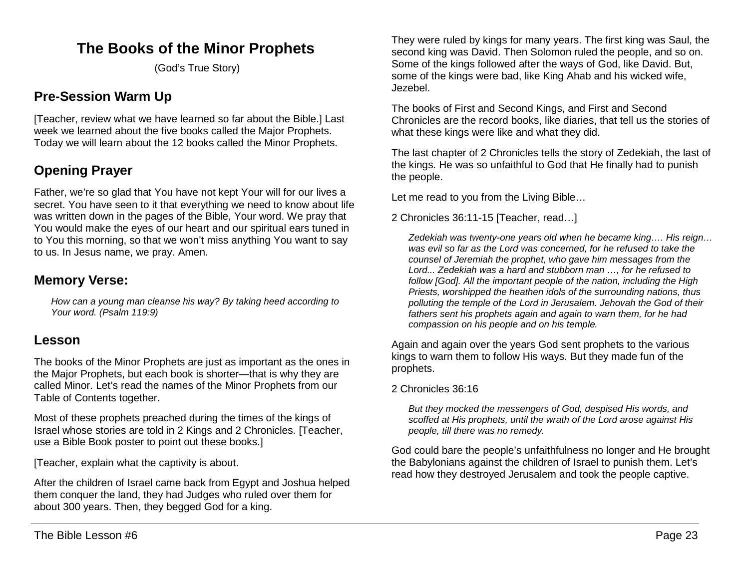# The Books of the Minor Prophets

(God's True Story)

## Pre-Session Warm Up

[Teacher, review what we have learned so far about the Bible.] Last week we learned about the five books called the Major Prophets. Today we will learn about the 12 books called the Minor Prophets.

## Opening Prayer

Father, we're so glad that You have not kept Your will for our lives a secret. You have seen to it that everything we need to know about life was written down in the pages of the Bible, Your word. We pray that You would make the eyes of our heart and our spiritual ears tuned in to You this morning, so that we won't miss anything You want to say to us. In Jesus name, we pray. Amen.

## Memory Verse:

> *How can a young man cleanse his way? By taking heed according to Your word. (Psalm 119:9)*

## Lesson

The books of the Minor Prophets are just as important as the ones in the Major Prophets, but each book is shorter—that is why they are called Minor. Let's read the names of the Minor Prophets from our Table of Contents together.

Most of these prophets preached during the times of the kings of Israel whose stories are told in 2 Kings and 2 Chronicles. [Teacher, use a Bible Book poster to point out these books.]

[Teacher, explain what the captivity is about.

After the children of Israel came back from Egypt and Joshua helped them conquer the land, they had Judges who ruled over them for about 300 years. Then, they begged God for a king.

They were ruled by kings for many years. The first king was Saul, the second king was David. Then Solomon ruled the people, and so on. Some of the kings followed after the ways of God, like David. But, some of the kings were bad, like King Ahab and his wicked wife, Jezebel.

The books of First and Second Kings, and First and Second Chronicles are the record books, like diaries, that tell us the stories of what these kings were like and what they did.

The last chapter of 2 Chronicles tells the story of Zedekiah, the last of the kings. He was so unfaithful to God that He finally had to punish the people.

Let me read to you from the Living Bible…

2 Chronicles 36:11-15 [Teacher, read…]

> *Zedekiah was twenty-one years old when he became king…. His reign… was evil so far as the Lord was concerned, for he refused to take the counsel of Jeremiah the prophet, who gave him messages from the Lord... Zedekiah was a hard and stubborn man …, for he refused to follow [God]. All the important people of the nation, including the High Priests, worshipped the heathen idols of the surrounding nations, thus polluting the temple of the Lord in Jerusalem. Jehovah the God of their fathers sent his prophets again and again to warn them, for he had compassion on his people and on his temple.*

Again and again over the years God sent prophets to the various kings to warn them to follow His ways. But they made fun of the prophets.

2 Chronicles 36:16

> *But they mocked the messengers of God, despised His words, and scoffed at His prophets, until the wrath of the Lord arose against His people, till there was no remedy.*

God could bare the people's unfaithfulness no longer and He brought the Babylonians against the children of Israel to punish them. Let's read how they destroyed Jerusalem and took the people captive.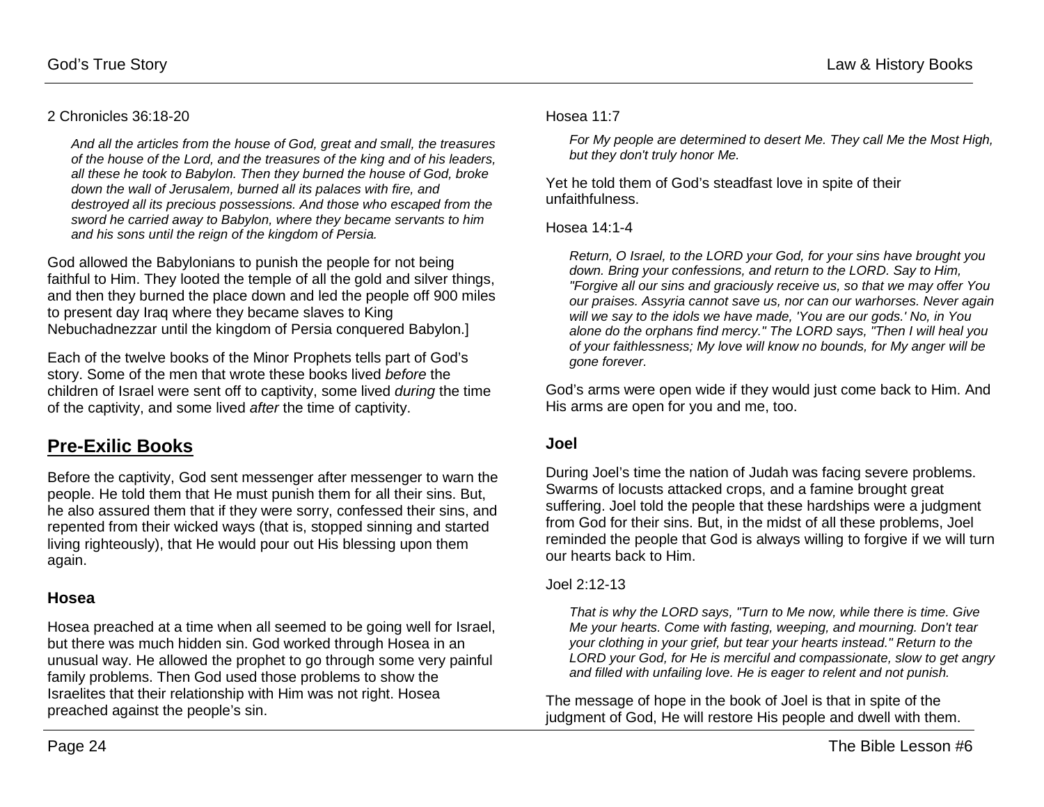2 Chronicles 36:18-20

> *And all the articles from the house of God, great and small, the treasures of the house of the Lord, and the treasures of the king and of his leaders, all these he took to Babylon. Then they burned the house of God, broke down the wall of Jerusalem, burned all its palaces with fire, and destroyed all its precious possessions. And those who escaped from the sword he carried away to Babylon, where they became servants to him and his sons until the reign of the kingdom of Persia.*

God allowed the Babylonians to punish the people for not being faithful to Him. They looted the temple of all the gold and silver things, and then they burned the place down and led the people off 900 miles to present day Iraq where they became slaves to King Nebuchadnezzar until the kingdom of Persia conquered Babylon.]

Each of the twelve books of the Minor Prophets tells part of God's story. Some of the men that wrote these books lived *before* the children of Israel were sent off to captivity, some lived *during* the time of the captivity, and some lived *after* the time of captivity.

## Pre-Exilic Books

Before the captivity, God sent messenger after messenger to warn the people. He told them that He must punish them for all their sins. But, he also assured them that if they were sorry, confessed their sins, and repented from their wicked ways (that is, stopped sinning and started living righteously), that He would pour out His blessing upon them again.

### Hosea

Hosea preached at a time when all seemed to be going well for Israel, but there was much hidden sin. God worked through Hosea in an unusual way. He allowed the prophet to go through some very painful family problems. Then God used those problems to show the Israelites that their relationship with Him was not right. Hosea preached against the people's sin.

Hosea 11:7

> *For My people are determined to desert Me. They call Me the Most High, but they don't truly honor Me.*

Yet he told them of God's steadfast love in spite of their unfaithfulness.

Hosea 14:1-4

> *Return, O Israel, to the LORD your God, for your sins have brought you down. Bring your confessions, and return to the LORD. Say to Him, "Forgive all our sins and graciously receive us, so that we may offer You our praises. Assyria cannot save us, nor can our warhorses. Never again will we say to the idols we have made, 'You are our gods.' No, in You alone do the orphans find mercy." The LORD says, "Then I will heal you of your faithlessness; My love will know no bounds, for My anger will be gone forever.*

God's arms were open wide if they would just come back to Him. And His arms are open for you and me, too.

### Joel

During Joel's time the nation of Judah was facing severe problems. Swarms of locusts attacked crops, and a famine brought great suffering. Joel told the people that these hardships were a judgment from God for their sins. But, in the midst of all these problems, Joel reminded the people that God is always willing to forgive if we will turn our hearts back to Him.

Joel 2:12-13

> *That is why the LORD says, "Turn to Me now, while there is time. Give Me your hearts. Come with fasting, weeping, and mourning. Don't tear your clothing in your grief, but tear your hearts instead." Return to the LORD your God, for He is merciful and compassionate, slow to get angry and filled with unfailing love. He is eager to relent and not punish.*

The message of hope in the book of Joel is that in spite of the judgment of God, He will restore His people and dwell with them.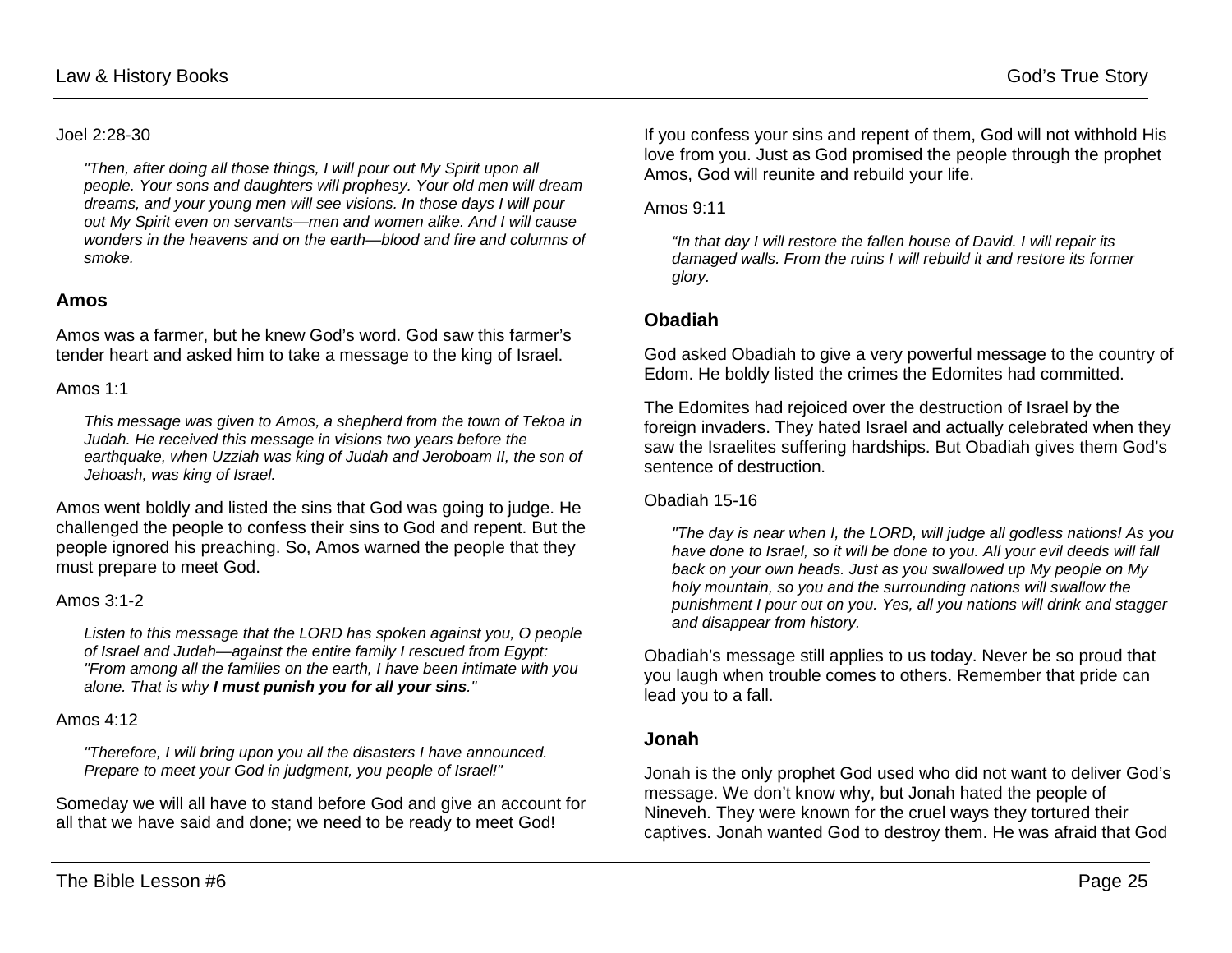Joel 2:28-30

> *"Then, after doing all those things, I will pour out My Spirit upon all people. Your sons and daughters will prophesy. Your old men will dream dreams, and your young men will see visions. In those days I will pour out My Spirit even on servants—men and women alike. And I will cause wonders in the heavens and on the earth—blood and fire and columns of smoke.*

## Amos

Amos was a farmer, but he knew God's word. God saw this farmer's tender heart and asked him to take a message to the king of Israel.

Amos 1:1

> *This message was given to Amos, a shepherd from the town of Tekoa in Judah. He received this message in visions two years before the earthquake, when Uzziah was king of Judah and Jeroboam II, the son of Jehoash, was king of Israel.*

Amos went boldly and listed the sins that God was going to judge. He challenged the people to confess their sins to God and repent. But the people ignored his preaching. So, Amos warned the people that they must prepare to meet God.

Amos 3:1-2

> *Listen to this message that the LORD has spoken against you, O people of Israel and Judah—against the entire family I rescued from Egypt: "From among all the families on the earth, I have been intimate with you alone. That is why **I must punish you for all your sins**."*

Amos 4:12

> *"Therefore, I will bring upon you all the disasters I have announced. Prepare to meet your God in judgment, you people of Israel!"*

Someday we will all have to stand before God and give an account for all that we have said and done; we need to be ready to meet God!

If you confess your sins and repent of them, God will not withhold His love from you. Just as God promised the people through the prophet Amos, God will reunite and rebuild your life.

Amos 9:11

> *"In that day I will restore the fallen house of David. I will repair its damaged walls. From the ruins I will rebuild it and restore its former glory.*

## Obadiah

God asked Obadiah to give a very powerful message to the country of Edom. He boldly listed the crimes the Edomites had committed.

The Edomites had rejoiced over the destruction of Israel by the foreign invaders. They hated Israel and actually celebrated when they saw the Israelites suffering hardships. But Obadiah gives them God's sentence of destruction.

Obadiah 15-16

> *"The day is near when I, the LORD, will judge all godless nations! As you have done to Israel, so it will be done to you. All your evil deeds will fall back on your own heads. Just as you swallowed up My people on My holy mountain, so you and the surrounding nations will swallow the punishment I pour out on you. Yes, all you nations will drink and stagger and disappear from history.*

Obadiah's message still applies to us today. Never be so proud that you laugh when trouble comes to others. Remember that pride can lead you to a fall.

## Jonah

Jonah is the only prophet God used who did not want to deliver God's message. We don't know why, but Jonah hated the people of Nineveh. They were known for the cruel ways they tortured their captives. Jonah wanted God to destroy them. He was afraid that God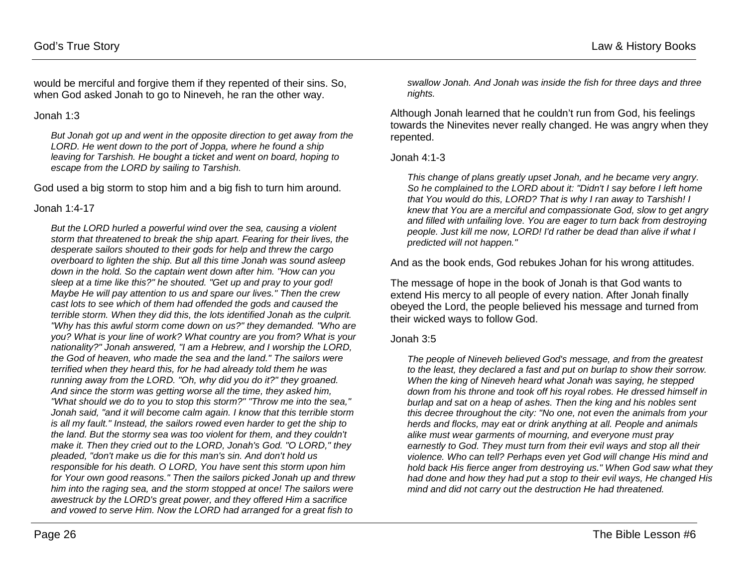would be merciful and forgive them if they repented of their sins. So, when God asked Jonah to go to Nineveh, he ran the other way.

Jonah 1:3

> *But Jonah got up and went in the opposite direction to get away from the LORD. He went down to the port of Joppa, where he found a ship leaving for Tarshish. He bought a ticket and went on board, hoping to escape from the LORD by sailing to Tarshish.*

God used a big storm to stop him and a big fish to turn him around.

Jonah 1:4-17

> *But the LORD hurled a powerful wind over the sea, causing a violent storm that threatened to break the ship apart. Fearing for their lives, the desperate sailors shouted to their gods for help and threw the cargo overboard to lighten the ship. But all this time Jonah was sound asleep down in the hold. So the captain went down after him. "How can you sleep at a time like this?" he shouted. "Get up and pray to your god! Maybe He will pay attention to us and spare our lives." Then the crew cast lots to see which of them had offended the gods and caused the terrible storm. When they did this, the lots identified Jonah as the culprit. "Why has this awful storm come down on us?" they demanded. "Who are you? What is your line of work? What country are you from? What is your nationality?" Jonah answered, "I am a Hebrew, and I worship the LORD, the God of heaven, who made the sea and the land." The sailors were terrified when they heard this, for he had already told them he was running away from the LORD. "Oh, why did you do it?" they groaned. And since the storm was getting worse all the time, they asked him, "What should we do to you to stop this storm?" "Throw me into the sea," Jonah said, "and it will become calm again. I know that this terrible storm is all my fault." Instead, the sailors rowed even harder to get the ship to the land. But the stormy sea was too violent for them, and they couldn't make it. Then they cried out to the LORD, Jonah's God. "O LORD," they pleaded, "don't make us die for this man's sin. And don't hold us responsible for his death. O LORD, You have sent this storm upon him for Your own good reasons." Then the sailors picked Jonah up and threw him into the raging sea, and the storm stopped at once! The sailors were awestruck by the LORD's great power, and they offered Him a sacrifice and vowed to serve Him. Now the LORD had arranged for a great fish to swallow Jonah. And Jonah was inside the fish for three days and three nights.*

Although Jonah learned that he couldn't run from God, his feelings towards the Ninevites never really changed. He was angry when they repented.

Jonah 4:1-3

> *This change of plans greatly upset Jonah, and he became very angry. So he complained to the LORD about it: "Didn't I say before I left home that You would do this, LORD? That is why I ran away to Tarshish! I knew that You are a merciful and compassionate God, slow to get angry and filled with unfailing love. You are eager to turn back from destroying people. Just kill me now, LORD! I'd rather be dead than alive if what I predicted will not happen."*

And as the book ends, God rebukes Johan for his wrong attitudes.

The message of hope in the book of Jonah is that God wants to extend His mercy to all people of every nation. After Jonah finally obeyed the Lord, the people believed his message and turned from their wicked ways to follow God.

Jonah 3:5

> *The people of Nineveh believed God's message, and from the greatest to the least, they declared a fast and put on burlap to show their sorrow. When the king of Nineveh heard what Jonah was saying, he stepped down from his throne and took off his royal robes. He dressed himself in burlap and sat on a heap of ashes. Then the king and his nobles sent this decree throughout the city: "No one, not even the animals from your herds and flocks, may eat or drink anything at all. People and animals alike must wear garments of mourning, and everyone must pray earnestly to God. They must turn from their evil ways and stop all their violence. Who can tell? Perhaps even yet God will change His mind and hold back His fierce anger from destroying us." When God saw what they had done and how they had put a stop to their evil ways, He changed His mind and did not carry out the destruction He had threatened.*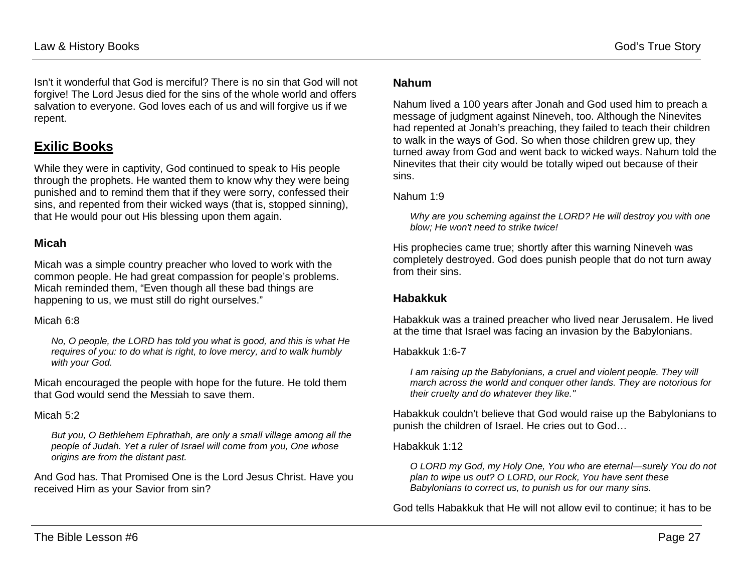Isn't it wonderful that God is merciful? There is no sin that God will not forgive! The Lord Jesus died for the sins of the whole world and offers salvation to everyone. God loves each of us and will forgive us if we repent.

## Exilic Books

While they were in captivity, God continued to speak to His people through the prophets. He wanted them to know why they were being punished and to remind them that if they were sorry, confessed their sins, and repented from their wicked ways (that is, stopped sinning), that He would pour out His blessing upon them again.

### Micah

Micah was a simple country preacher who loved to work with the common people. He had great compassion for people's problems. Micah reminded them, "Even though all these bad things are happening to us, we must still do right ourselves."

Micah 6:8

> *No, O people, the LORD has told you what is good, and this is what He requires of you: to do what is right, to love mercy, and to walk humbly with your God.*

Micah encouraged the people with hope for the future. He told them that God would send the Messiah to save them.

Micah 5:2

> *But you, O Bethlehem Ephrathah, are only a small village among all the people of Judah. Yet a ruler of Israel will come from you, One whose origins are from the distant past.*

And God has. That Promised One is the Lord Jesus Christ. Have you received Him as your Savior from sin?

### Nahum

Nahum lived a 100 years after Jonah and God used him to preach a message of judgment against Nineveh, too. Although the Ninevites had repented at Jonah's preaching, they failed to teach their children to walk in the ways of God. So when those children grew up, they turned away from God and went back to wicked ways. Nahum told the Ninevites that their city would be totally wiped out because of their sins.

Nahum 1:9

> *Why are you scheming against the LORD? He will destroy you with one blow; He won't need to strike twice!*

His prophecies came true; shortly after this warning Nineveh was completely destroyed. God does punish people that do not turn away from their sins.

### Habakkuk

Habakkuk was a trained preacher who lived near Jerusalem. He lived at the time that Israel was facing an invasion by the Babylonians.

Habakkuk 1:6-7

> *I am raising up the Babylonians, a cruel and violent people. They will march across the world and conquer other lands. They are notorious for their cruelty and do whatever they like."*

Habakkuk couldn't believe that God would raise up the Babylonians to punish the children of Israel. He cries out to God…

Habakkuk 1:12

> *O LORD my God, my Holy One, You who are eternal—surely You do not plan to wipe us out? O LORD, our Rock, You have sent these Babylonians to correct us, to punish us for our many sins.*

God tells Habakkuk that He will not allow evil to continue; it has to be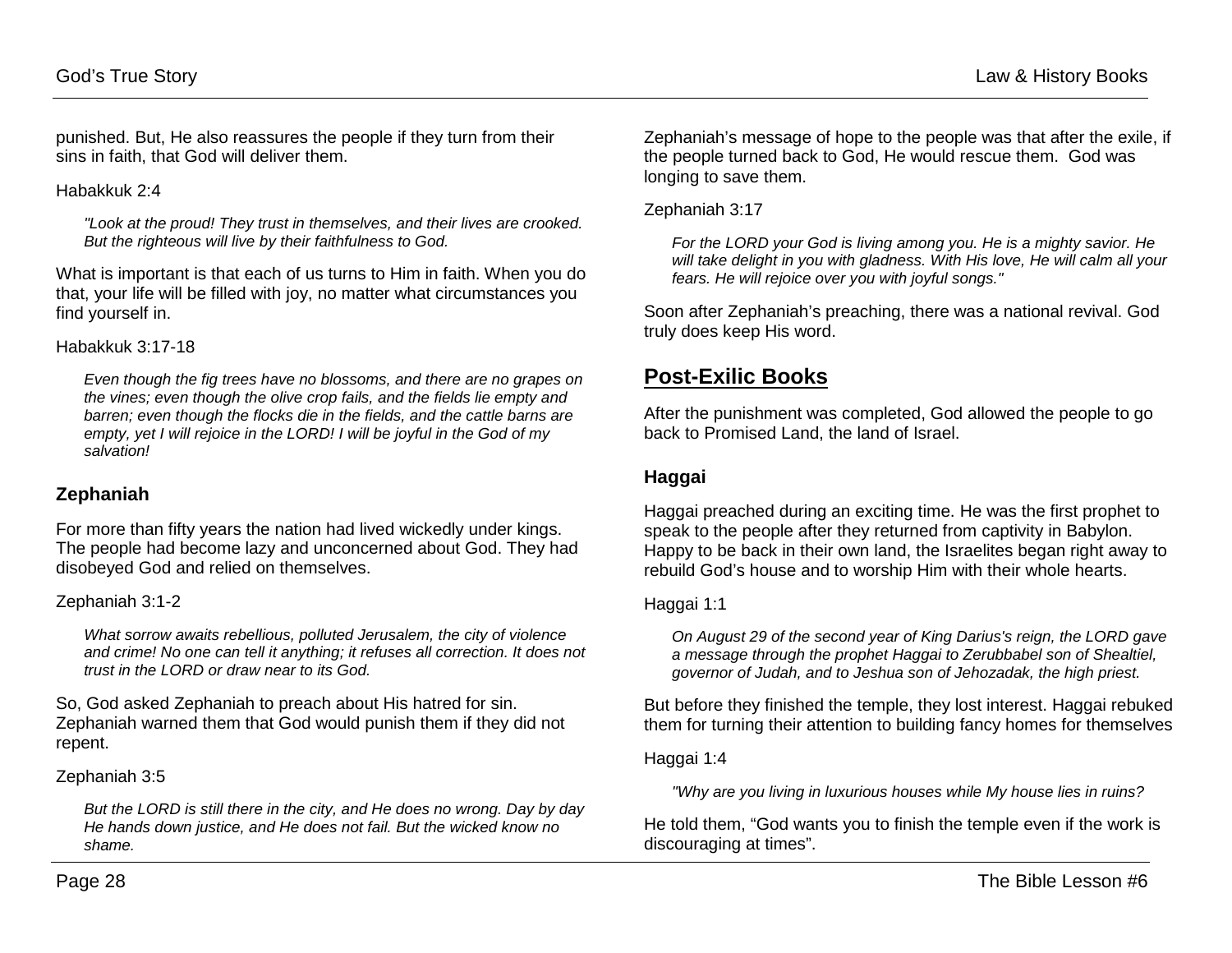punished. But, He also reassures the people if they turn from their sins in faith, that God will deliver them.

Habakkuk 2:4

> *"Look at the proud! They trust in themselves, and their lives are crooked. But the righteous will live by their faithfulness to God.*

What is important is that each of us turns to Him in faith. When you do that, your life will be filled with joy, no matter what circumstances you find yourself in.

Habakkuk 3:17-18

> *Even though the fig trees have no blossoms, and there are no grapes on the vines; even though the olive crop fails, and the fields lie empty and barren; even though the flocks die in the fields, and the cattle barns are empty, yet I will rejoice in the LORD! I will be joyful in the God of my salvation!*

### Zephaniah

For more than fifty years the nation had lived wickedly under kings. The people had become lazy and unconcerned about God. They had disobeyed God and relied on themselves.

Zephaniah 3:1-2

> *What sorrow awaits rebellious, polluted Jerusalem, the city of violence and crime! No one can tell it anything; it refuses all correction. It does not trust in the LORD or draw near to its God.*

So, God asked Zephaniah to preach about His hatred for sin. Zephaniah warned them that God would punish them if they did not repent.

Zephaniah 3:5

> *But the LORD is still there in the city, and He does no wrong. Day by day He hands down justice, and He does not fail. But the wicked know no shame.*

Zephaniah's message of hope to the people was that after the exile, if the people turned back to God, He would rescue them. God was longing to save them.

Zephaniah 3:17

> *For the LORD your God is living among you. He is a mighty savior. He will take delight in you with gladness. With His love, He will calm all your fears. He will rejoice over you with joyful songs."*

Soon after Zephaniah's preaching, there was a national revival. God truly does keep His word.

## Post-Exilic Books

After the punishment was completed, God allowed the people to go back to Promised Land, the land of Israel.

### Haggai

Haggai preached during an exciting time. He was the first prophet to speak to the people after they returned from captivity in Babylon. Happy to be back in their own land, the Israelites began right away to rebuild God's house and to worship Him with their whole hearts.

Haggai 1:1

> *On August 29 of the second year of King Darius's reign, the LORD gave a message through the prophet Haggai to Zerubbabel son of Shealtiel, governor of Judah, and to Jeshua son of Jehozadak, the high priest.*

But before they finished the temple, they lost interest. Haggai rebuked them for turning their attention to building fancy homes for themselves

Haggai 1:4

> *"Why are you living in luxurious houses while My house lies in ruins?*

He told them, "God wants you to finish the temple even if the work is discouraging at times".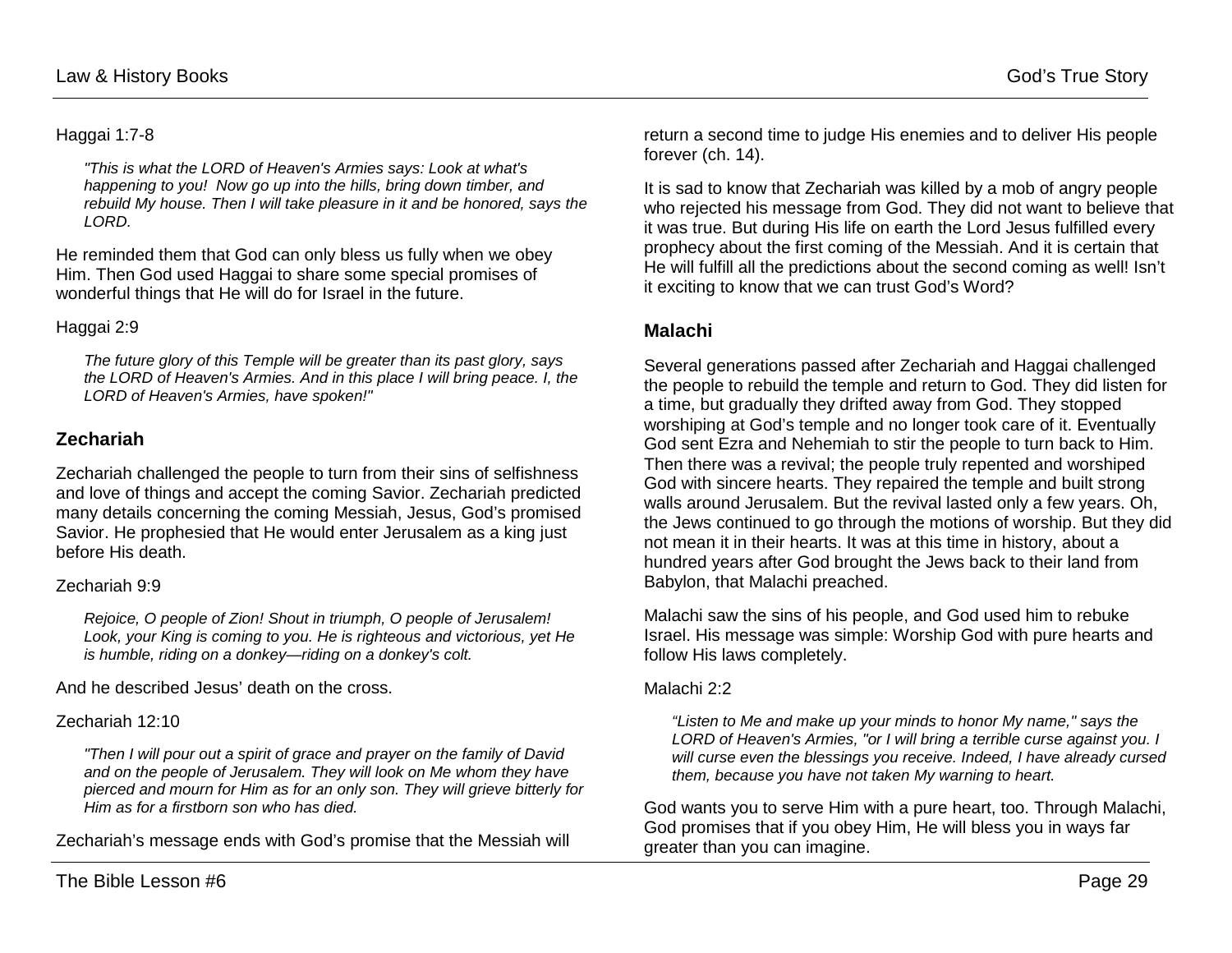Haggai 1:7-8

> *"This is what the LORD of Heaven's Armies says: Look at what's happening to you! Now go up into the hills, bring down timber, and rebuild My house. Then I will take pleasure in it and be honored, says the LORD.*

He reminded them that God can only bless us fully when we obey Him. Then God used Haggai to share some special promises of wonderful things that He will do for Israel in the future.

Haggai 2:9

> *The future glory of this Temple will be greater than its past glory, says the LORD of Heaven's Armies. And in this place I will bring peace. I, the LORD of Heaven's Armies, have spoken!"*

## Zechariah

Zechariah challenged the people to turn from their sins of selfishness and love of things and accept the coming Savior. Zechariah predicted many details concerning the coming Messiah, Jesus, God's promised Savior. He prophesied that He would enter Jerusalem as a king just before His death.

Zechariah 9:9

> *Rejoice, O people of Zion! Shout in triumph, O people of Jerusalem! Look, your King is coming to you. He is righteous and victorious, yet He is humble, riding on a donkey—riding on a donkey's colt.*

And he described Jesus' death on the cross.

Zechariah 12:10

> *"Then I will pour out a spirit of grace and prayer on the family of David and on the people of Jerusalem. They will look on Me whom they have pierced and mourn for Him as for an only son. They will grieve bitterly for Him as for a firstborn son who has died.*

Zechariah's message ends with God's promise that the Messiah will return a second time to judge His enemies and to deliver His people forever (ch. 14).

It is sad to know that Zechariah was killed by a mob of angry people who rejected his message from God. They did not want to believe that it was true. But during His life on earth the Lord Jesus fulfilled every prophecy about the first coming of the Messiah. And it is certain that He will fulfill all the predictions about the second coming as well! Isn't it exciting to know that we can trust God's Word?

## Malachi

Several generations passed after Zechariah and Haggai challenged the people to rebuild the temple and return to God. They did listen for a time, but gradually they drifted away from God. They stopped worshiping at God's temple and no longer took care of it. Eventually God sent Ezra and Nehemiah to stir the people to turn back to Him. Then there was a revival; the people truly repented and worshiped God with sincere hearts. They repaired the temple and built strong walls around Jerusalem. But the revival lasted only a few years. Oh, the Jews continued to go through the motions of worship. But they did not mean it in their hearts. It was at this time in history, about a hundred years after God brought the Jews back to their land from Babylon, that Malachi preached.

Malachi saw the sins of his people, and God used him to rebuke Israel. His message was simple: Worship God with pure hearts and follow His laws completely.

Malachi 2:2

> *"Listen to Me and make up your minds to honor My name," says the LORD of Heaven's Armies, "or I will bring a terrible curse against you. I will curse even the blessings you receive. Indeed, I have already cursed them, because you have not taken My warning to heart.*

God wants you to serve Him with a pure heart, too. Through Malachi, God promises that if you obey Him, He will bless you in ways far greater than you can imagine.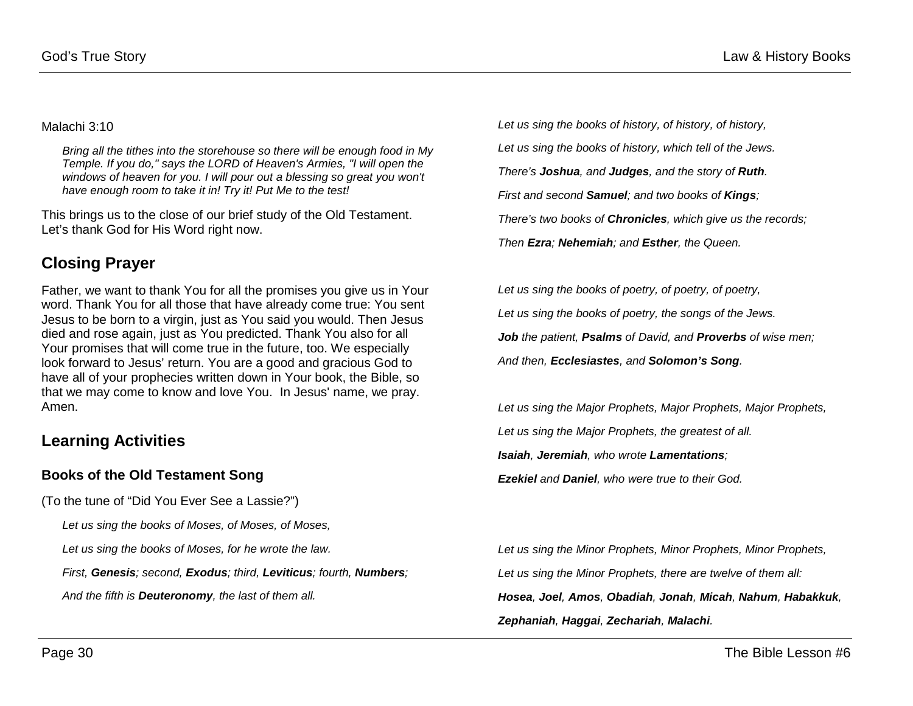Malachi 3:10

> *Bring all the tithes into the storehouse so there will be enough food in My Temple. If you do," says the LORD of Heaven's Armies, "I will open the windows of heaven for you. I will pour out a blessing so great you won't have enough room to take it in! Try it! Put Me to the test!*

This brings us to the close of our brief study of the Old Testament. Let's thank God for His Word right now.

## Closing Prayer

Father, we want to thank You for all the promises you give us in Your word. Thank You for all those that have already come true: You sent Jesus to be born to a virgin, just as You said you would. Then Jesus died and rose again, just as You predicted. Thank You also for all Your promises that will come true in the future, too. We especially look forward to Jesus' return. You are a good and gracious God to have all of your prophecies written down in Your book, the Bible, so that we may come to know and love You. In Jesus' name, we pray. Amen.

## Learning Activities

### Books of the Old Testament Song

(To the tune of "Did You Ever See a Lassie?")

*Let us sing the books of Moses, of Moses, of Moses,*

*Let us sing the books of Moses, for he wrote the law.*

*First, **Genesis**; second, **Exodus**; third, **Leviticus**; fourth, **Numbers**;*

*And the fifth is **Deuteronomy**, the last of them all.*

*Let us sing the books of history, of history, of history,*

*Let us sing the books of history, which tell of the Jews.*

*There's **Joshua**, and **Judges**, and the story of **Ruth**.*

*First and second **Samuel**; and two books of **Kings**;*

*There's two books of **Chronicles**, which give us the records;*

*Then **Ezra**; **Nehemiah**; and **Esther**, the Queen.*

*Let us sing the books of poetry, of poetry, of poetry,*

*Let us sing the books of poetry, the songs of the Jews.*

***Job** the patient, **Psalms** of David, and **Proverbs** of wise men;*

*And then, **Ecclesiastes**, and **Solomon's Song**.*

*Let us sing the Major Prophets, Major Prophets, Major Prophets,*

*Let us sing the Major Prophets, the greatest of all.*

***Isaiah**, **Jeremiah**, who wrote **Lamentations**;*

***Ezekiel** and **Daniel**, who were true to their God.*

*Let us sing the Minor Prophets, Minor Prophets, Minor Prophets,*

*Let us sing the Minor Prophets, there are twelve of them all:*

***Hosea**, **Joel**, **Amos**, **Obadiah**, **Jonah**, **Micah**, **Nahum**, **Habakkuk**,*

***Zephaniah**, **Haggai**, **Zechariah**, **Malachi**.*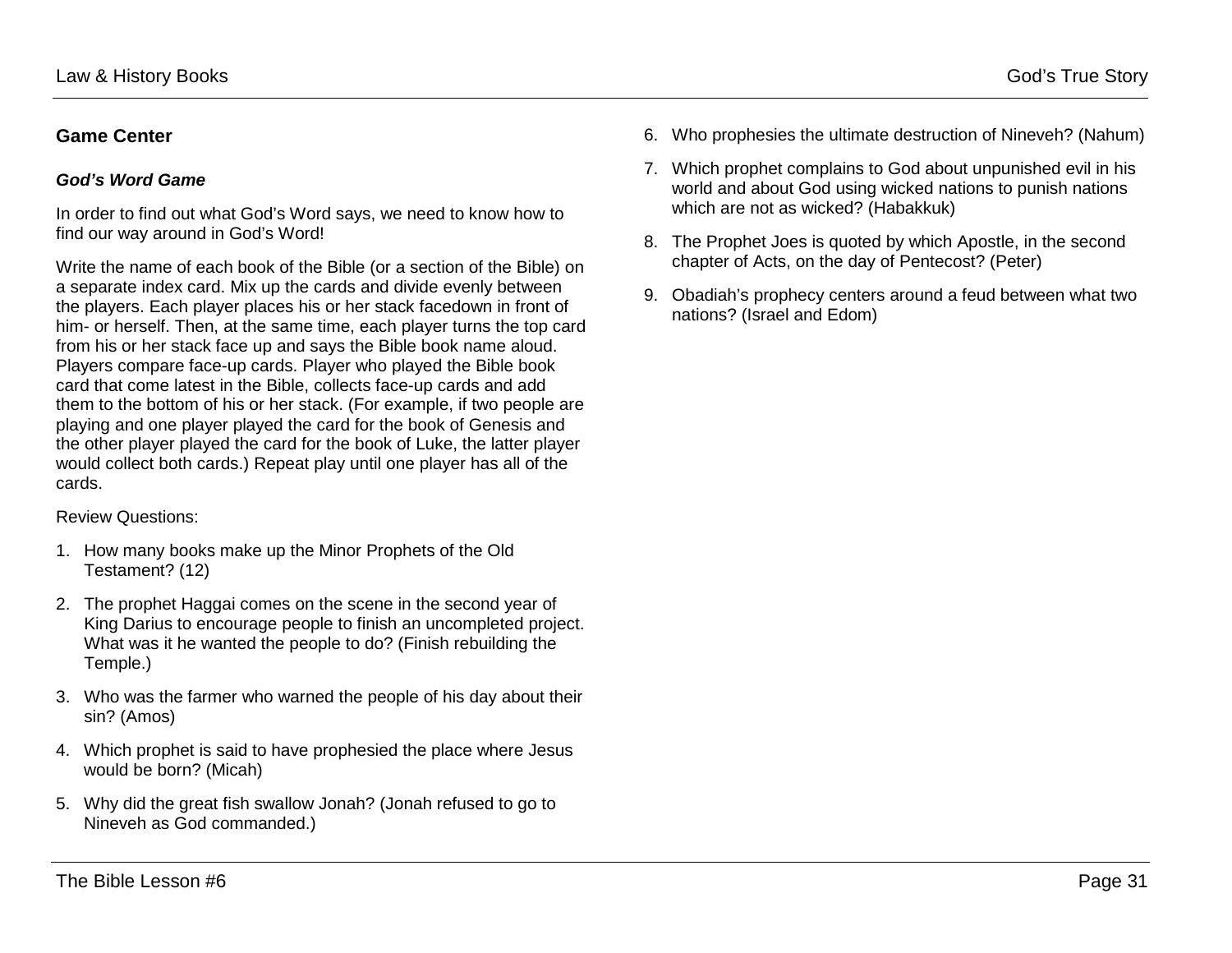## Game Center

### *God's Word Game*

In order to find out what God's Word says, we need to know how to find our way around in God's Word!

Write the name of each book of the Bible (or a section of the Bible) on a separate index card. Mix up the cards and divide evenly between the players. Each player places his or her stack facedown in front of him- or herself. Then, at the same time, each player turns the top card from his or her stack face up and says the Bible book name aloud. Players compare face-up cards. Player who played the Bible book card that come latest in the Bible, collects face-up cards and add them to the bottom of his or her stack. (For example, if two people are playing and one player played the card for the book of Genesis and the other player played the card for the book of Luke, the latter player would collect both cards.) Repeat play until one player has all of the cards.

Review Questions:

1. How many books make up the Minor Prophets of the Old Testament? (12)
2. The prophet Haggai comes on the scene in the second year of King Darius to encourage people to finish an uncompleted project. What was it he wanted the people to do? (Finish rebuilding the Temple.)
3. Who was the farmer who warned the people of his day about their sin? (Amos)
4. Which prophet is said to have prophesied the place where Jesus would be born? (Micah)
5. Why did the great fish swallow Jonah? (Jonah refused to go to Nineveh as God commanded.)
6. Who prophesies the ultimate destruction of Nineveh? (Nahum)
7. Which prophet complains to God about unpunished evil in his world and about God using wicked nations to punish nations which are not as wicked? (Habakkuk)
8. The Prophet Joes is quoted by which Apostle, in the second chapter of Acts, on the day of Pentecost? (Peter)
9. Obadiah's prophecy centers around a feud between what two nations? (Israel and Edom)